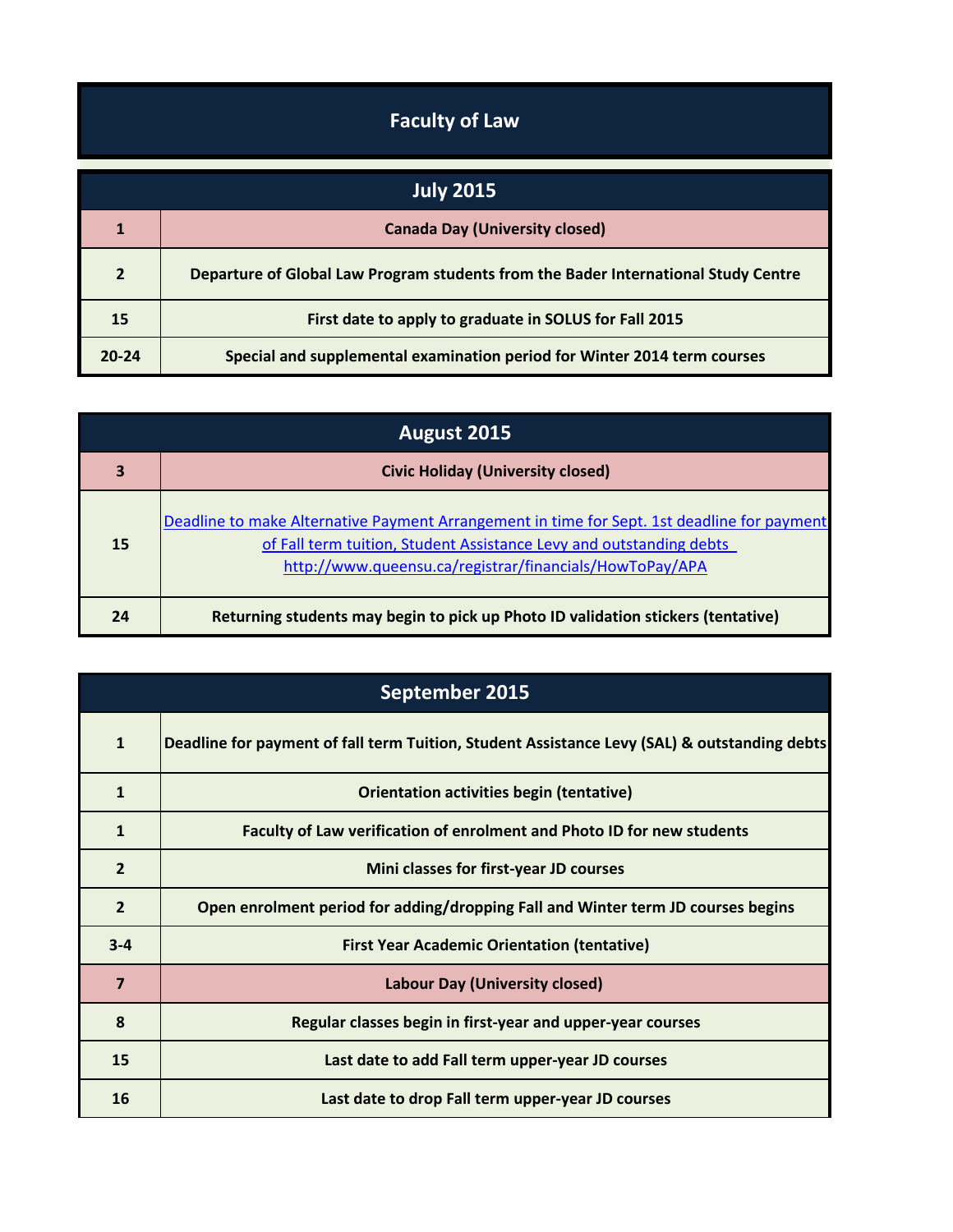# Faculty of Law

| July 2015 | |
|---|---|
| 1 | Canada Day (University closed) |
| 2 | Departure of Global Law Program students from the Bader International Study Centre |
| 15 | First date to apply to graduate in SOLUS for Fall 2015 |
| 20-24 | Special and supplemental examination period for Winter 2014 term courses |

| August 2015 | |
|---|---|
| 3 | Civic Holiday (University closed) |
| 15 | Deadline to make Alternative Payment Arrangement in time for Sept. 1st deadline for payment of Fall term tuition, Student Assistance Levy and outstanding debts http://www.queensu.ca/registrar/financials/HowToPay/APA |
| 24 | Returning students may begin to pick up Photo ID validation stickers (tentative) |

| September 2015 | |
|---|---|
| 1 | Deadline for payment of fall term Tuition, Student Assistance Levy (SAL) & outstanding debts |
| 1 | Orientation activities begin (tentative) |
| 1 | Faculty of Law verification of enrolment and Photo ID for new students |
| 2 | Mini classes for first-year JD courses |
| 2 | Open enrolment period for adding/dropping Fall and Winter term JD courses begins |
| 3-4 | First Year Academic Orientation (tentative) |
| 7 | Labour Day (University closed) |
| 8 | Regular classes begin in first-year and upper-year courses |
| 15 | Last date to add Fall term upper-year JD courses |
| 16 | Last date to drop Fall term upper-year JD courses |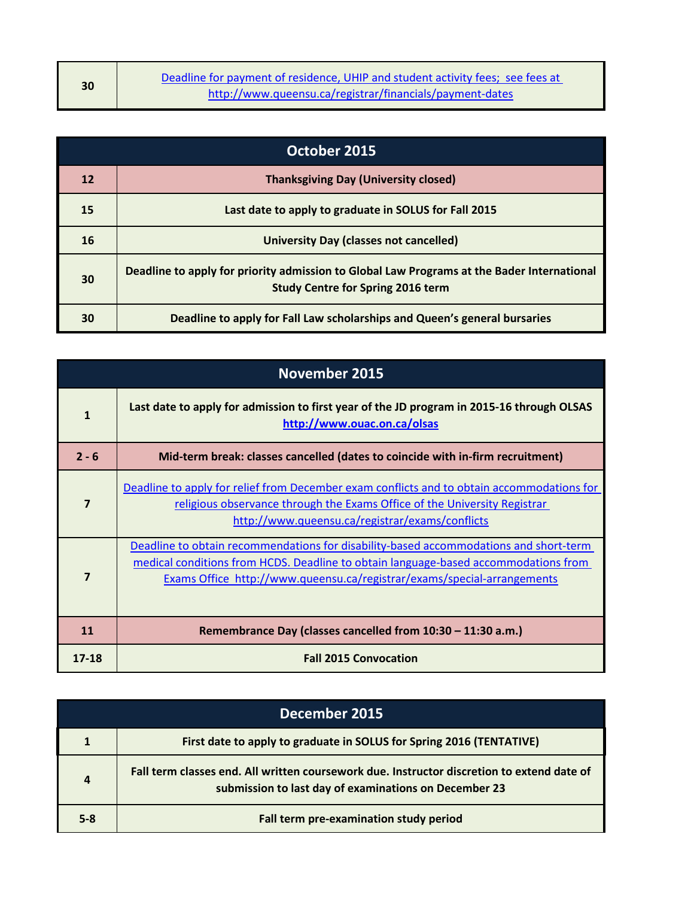| 30 | Deadline for payment of residence, UHIP and student activity fees; see fees at http://www.queensu.ca/registrar/financials/payment-dates |
|---|---|

| October 2015 | |
|---|---|
| **12** | **Thanksgiving Day (University closed)** |
| **15** | **Last date to apply to graduate in SOLUS for Fall 2015** |
| **16** | **University Day (classes not cancelled)** |
| **30** | **Deadline to apply for priority admission to Global Law Programs at the Bader International Study Centre for Spring 2016 term** |
| **30** | **Deadline to apply for Fall Law scholarships and Queen's general bursaries** |

| November 2015 | |
|---|---|
| **1** | **Last date to apply for admission to first year of the JD program in 2015-16 through OLSAS http://www.ouac.on.ca/olsas** |
| **2 - 6** | **Mid-term break: classes cancelled (dates to coincide with in-firm recruitment)** |
| **7** | Deadline to apply for relief from December exam conflicts and to obtain accommodations for religious observance through the Exams Office of the University Registrar http://www.queensu.ca/registrar/exams/conflicts |
| **7** | Deadline to obtain recommendations for disability-based accommodations and short-term medical conditions from HCDS. Deadline to obtain language-based accommodations from Exams Office http://www.queensu.ca/registrar/exams/special-arrangements |
| **11** | **Remembrance Day (classes cancelled from 10:30 – 11:30 a.m.)** |
| **17-18** | **Fall 2015 Convocation** |

| December 2015 | |
|---|---|
| **1** | **First date to apply to graduate in SOLUS for Spring 2016 (TENTATIVE)** |
| **4** | **Fall term classes end. All written coursework due. Instructor discretion to extend date of submission to last day of examinations on December 23** |
| **5-8** | **Fall term pre-examination study period** |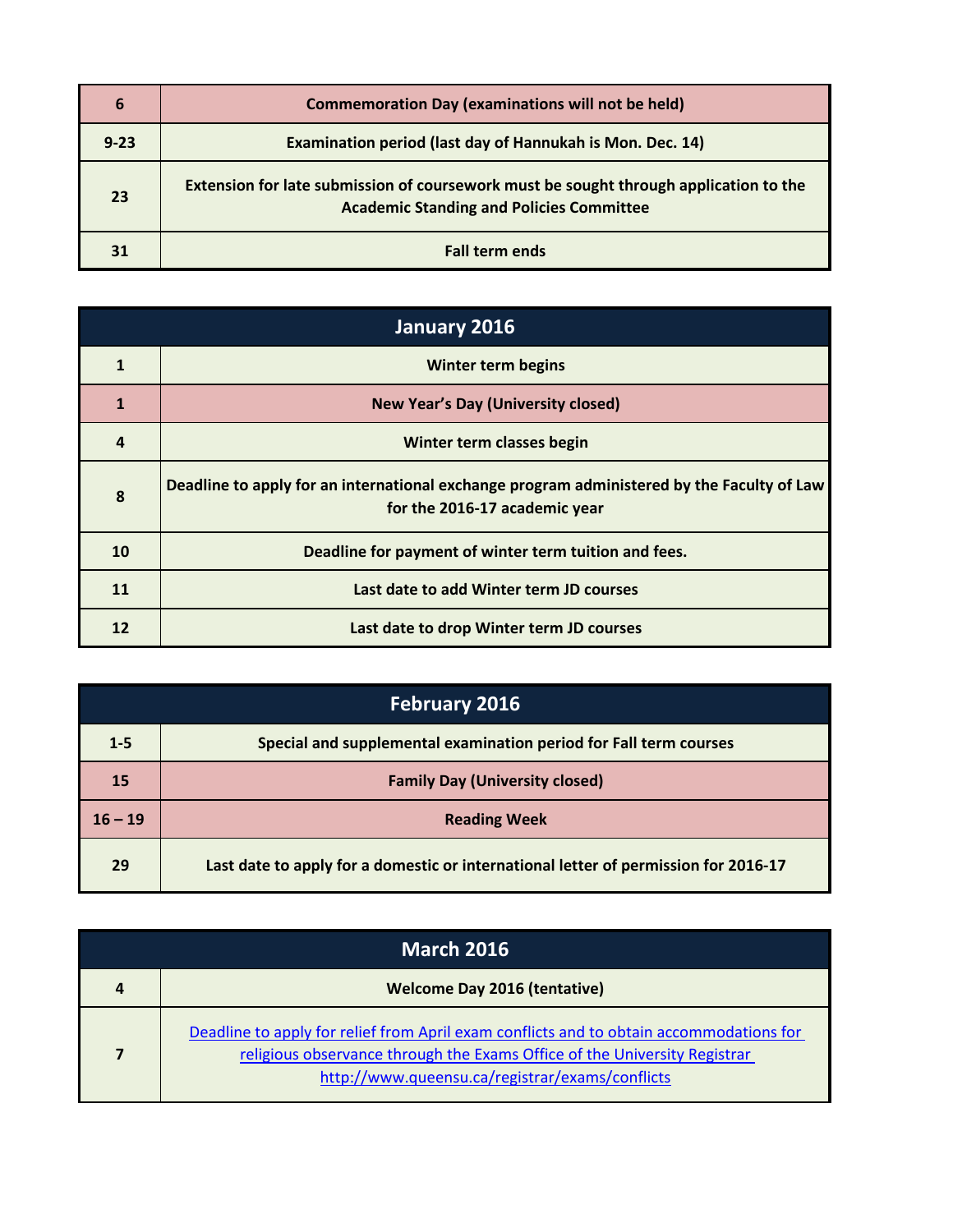| | |
|---|---|
| 6 | Commemoration Day (examinations will not be held) |
| 9-23 | Examination period (last day of Hannukah is Mon. Dec. 14) |
| 23 | Extension for late submission of coursework must be sought through application to the Academic Standing and Policies Committee |
| 31 | Fall term ends |

| January 2016 | |
|---|---|
| 1 | Winter term begins |
| 1 | New Year's Day (University closed) |
| 4 | Winter term classes begin |
| 8 | Deadline to apply for an international exchange program administered by the Faculty of Law for the 2016-17 academic year |
| 10 | Deadline for payment of winter term tuition and fees. |
| 11 | Last date to add Winter term JD courses |
| 12 | Last date to drop Winter term JD courses |

| February 2016 | |
|---|---|
| 1-5 | Special and supplemental examination period for Fall term courses |
| 15 | Family Day (University closed) |
| 16 – 19 | Reading Week |
| 29 | Last date to apply for a domestic or international letter of permission for 2016-17 |

| March 2016 | |
|---|---|
| 4 | Welcome Day 2016 (tentative) |
| 7 | [Deadline to apply for relief from April exam conflicts and to obtain accommodations for religious observance through the Exams Office of the University Registrar http://www.queensu.ca/registrar/exams/conflicts](http://www.queensu.ca/registrar/exams/conflicts) |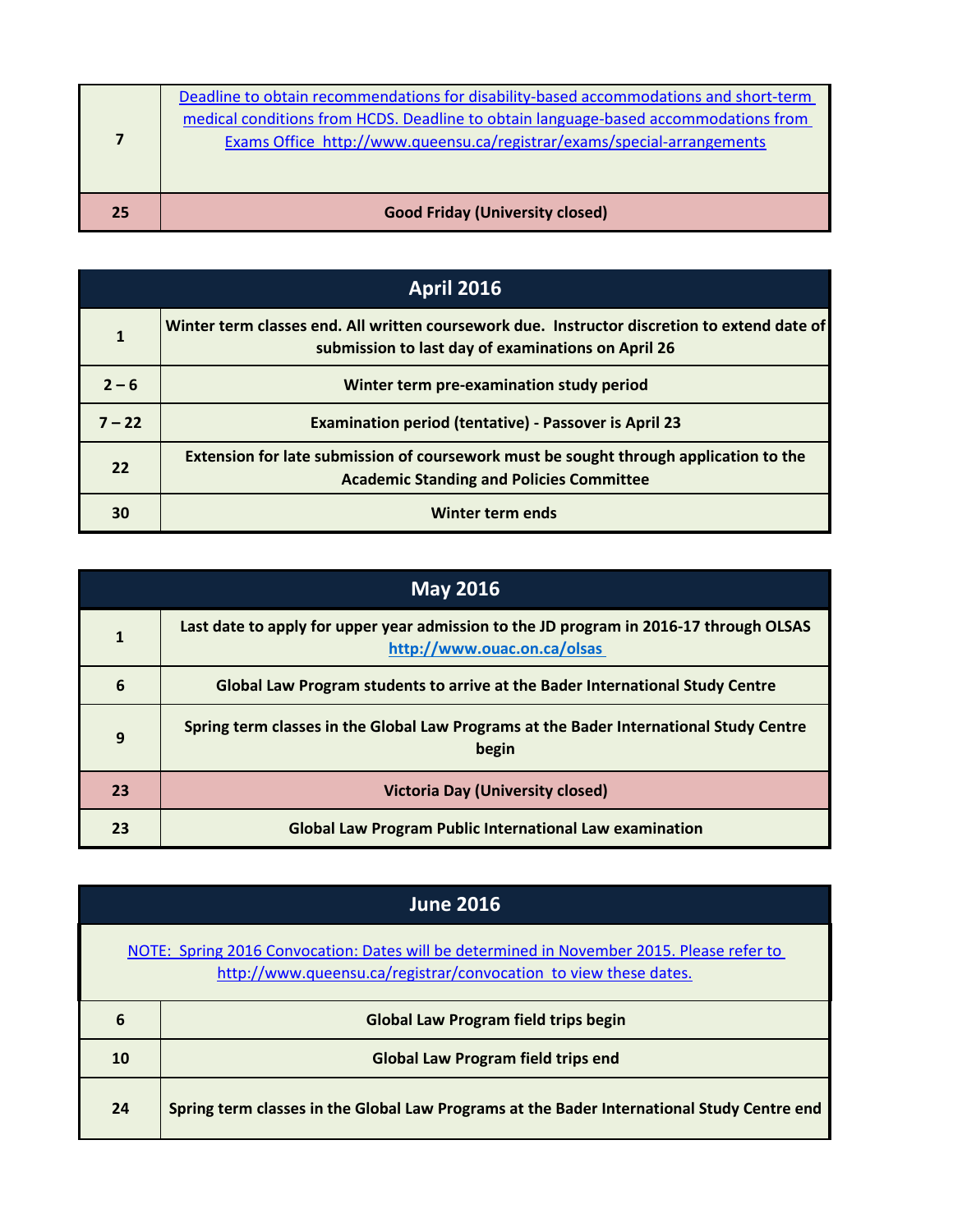| | |
|---|---|
| 7 | Deadline to obtain recommendations for disability-based accommodations and short-term medical conditions from HCDS. Deadline to obtain language-based accommodations from Exams Office http://www.queensu.ca/registrar/exams/special-arrangements |
| **25** | **Good Friday (University closed)** |

| April 2016 | |
|---|---|
| **1** | **Winter term classes end. All written coursework due. Instructor discretion to extend date of submission to last day of examinations on April 26** |
| **2 – 6** | **Winter term pre-examination study period** |
| **7 – 22** | **Examination period (tentative) - Passover is April 23** |
| **22** | **Extension for late submission of coursework must be sought through application to the Academic Standing and Policies Committee** |
| **30** | **Winter term ends** |

| May 2016 | |
|---|---|
| **1** | **Last date to apply for upper year admission to the JD program in 2016-17 through OLSAS http://www.ouac.on.ca/olsas** |
| **6** | **Global Law Program students to arrive at the Bader International Study Centre** |
| **9** | **Spring term classes in the Global Law Programs at the Bader International Study Centre begin** |
| **23** | **Victoria Day (University closed)** |
| **23** | **Global Law Program Public International Law examination** |

| June 2016 | |
|---|---|
| NOTE: Spring 2016 Convocation: Dates will be determined in November 2015. Please refer to http://www.queensu.ca/registrar/convocation to view these dates. | |
| **6** | **Global Law Program field trips begin** |
| **10** | **Global Law Program field trips end** |
| **24** | **Spring term classes in the Global Law Programs at the Bader International Study Centre end** |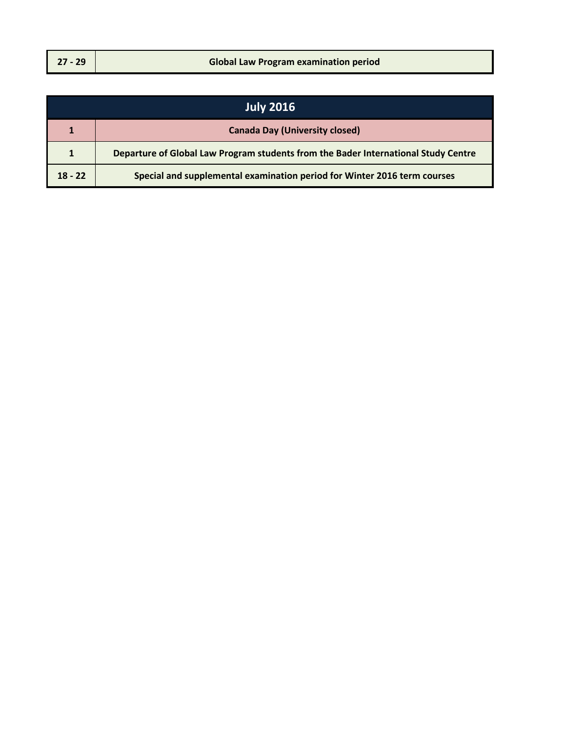| | |
|---|---|
| 27 - 29 | Global Law Program examination period |

| July 2016 | |
|---|---|
| 1 | Canada Day (University closed) |
| 1 | Departure of Global Law Program students from the Bader International Study Centre |
| 18 - 22 | Special and supplemental examination period for Winter 2016 term courses |